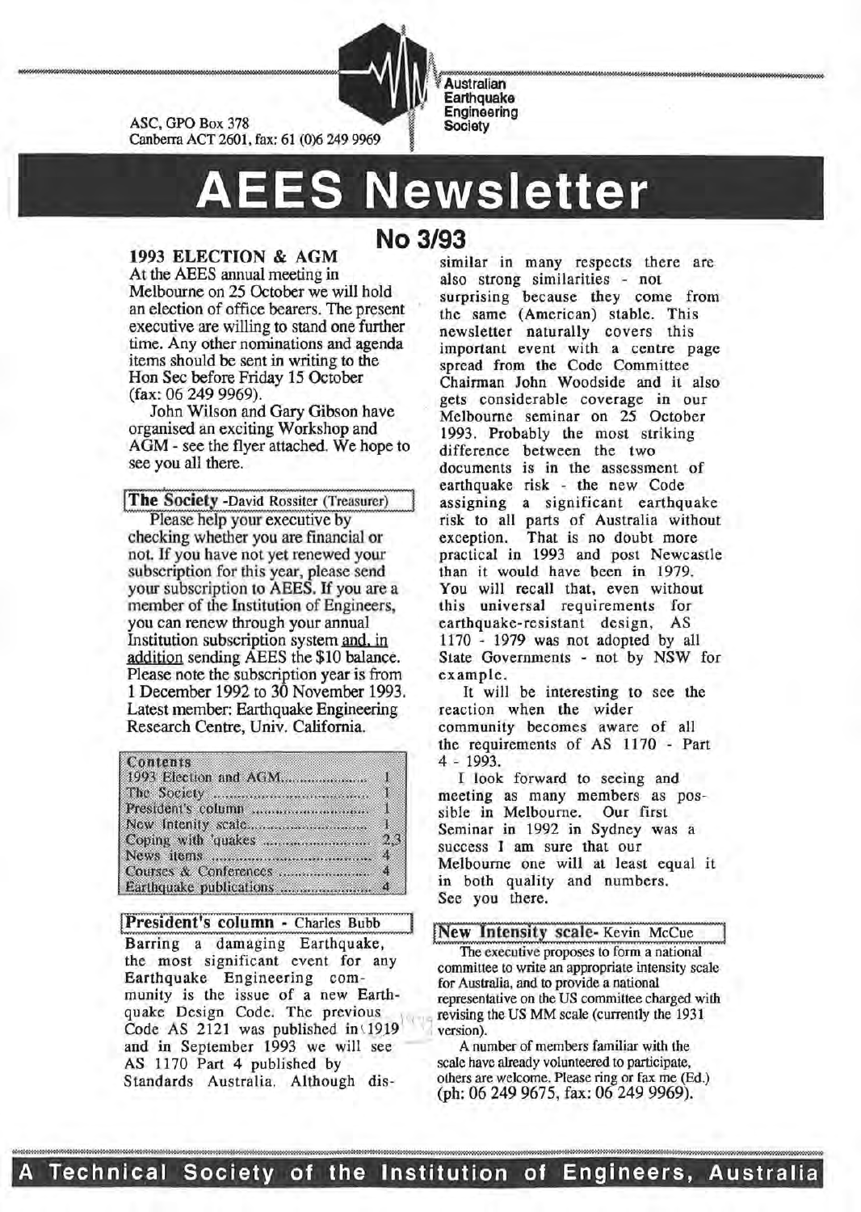ASC, GPO Box 378
Canberra ACT 2601, fax: 61 (0)6 249 9969

Australian Earthquake Engineering Society

# AEES Newsletter

## No 3/93

### 1993 ELECTION & AGM

At the AEES annual meeting in Melbourne on 25 October we will hold an election of office bearers. The present executive are willing to stand one further time. Any other nominations and agenda items should be sent in writing to the Hon Sec before Friday 15 October (fax: 06 249 9969).

John Wilson and Gary Gibson have organised an exciting Workshop and AGM - see the flyer attached. We hope to see you all there.

### The Society -David Rossiter (Treasurer)

Please help your executive by checking whether you are financial or not. If you have not yet renewed your subscription for this year, please send your subscription to AEES. If you are a member of the Institution of Engineers, you can renew through your annual Institution subscription system and, in addition sending AEES the $10 balance. Please note the subscription year is from 1 December 1992 to 30 November 1993. Latest member: Earthquake Engineering Research Centre, Univ. California.

| Contents | |
|---|---|
| 1993 Election and AGM | 1 |
| The Society | 1 |
| President's column | 1 |
| New Intenity scale | 1 |
| Coping with 'quakes | 2,3 |
| News items | 4 |
| Courses & Conferences | 4 |
| Earthquake publications | 4 |

### President's column - Charles Bubb

Barring a damaging Earthquake, the most significant event for any Earthquake Engineering community is the issue of a new Earthquake Design Code. The previous Code AS 2121 was published in 1919 and in September 1993 we will see AS 1170 Part 4 published by Standards Australia. Although dissimilar in many respects there are also strong similarities - not surprising because they come from the same (American) stable. This newsletter naturally covers this important event with a centre page spread from the Code Committee Chairman John Woodside and it also gets considerable coverage in our Melbourne seminar on 25 October 1993. Probably the most striking difference between the two documents is in the assessment of earthquake risk - the new Code assigning a significant earthquake risk to all parts of Australia without exception. That is no doubt more practical in 1993 and post Newcastle than it would have been in 1979. You will recall that, even without this universal requirements for earthquake-resistant design, AS 1170 - 1979 was not adopted by all State Governments - not by NSW for example.

It will be interesting to see the reaction when the wider community becomes aware of all the requirements of AS 1170 - Part 4 - 1993.

I look forward to seeing and meeting as many members as possible in Melbourne. Our first Seminar in 1992 in Sydney was a success I am sure that our Melbourne one will at least equal it in both quality and numbers. See you there.

### New Intensity scale- Kevin McCue

The executive proposes to form a national committee to write an appropriate intensity scale for Australia, and to provide a national representative on the US committee charged with revising the US MM scale (currently the 1931 version).

A number of members familiar with the scale have already volunteered to participate, others are welcome. Please ring or fax me (Ed.) (ph: 06 249 9675, fax: 06 249 9969).

**A Technical Society of the Institution of Engineers, Australia**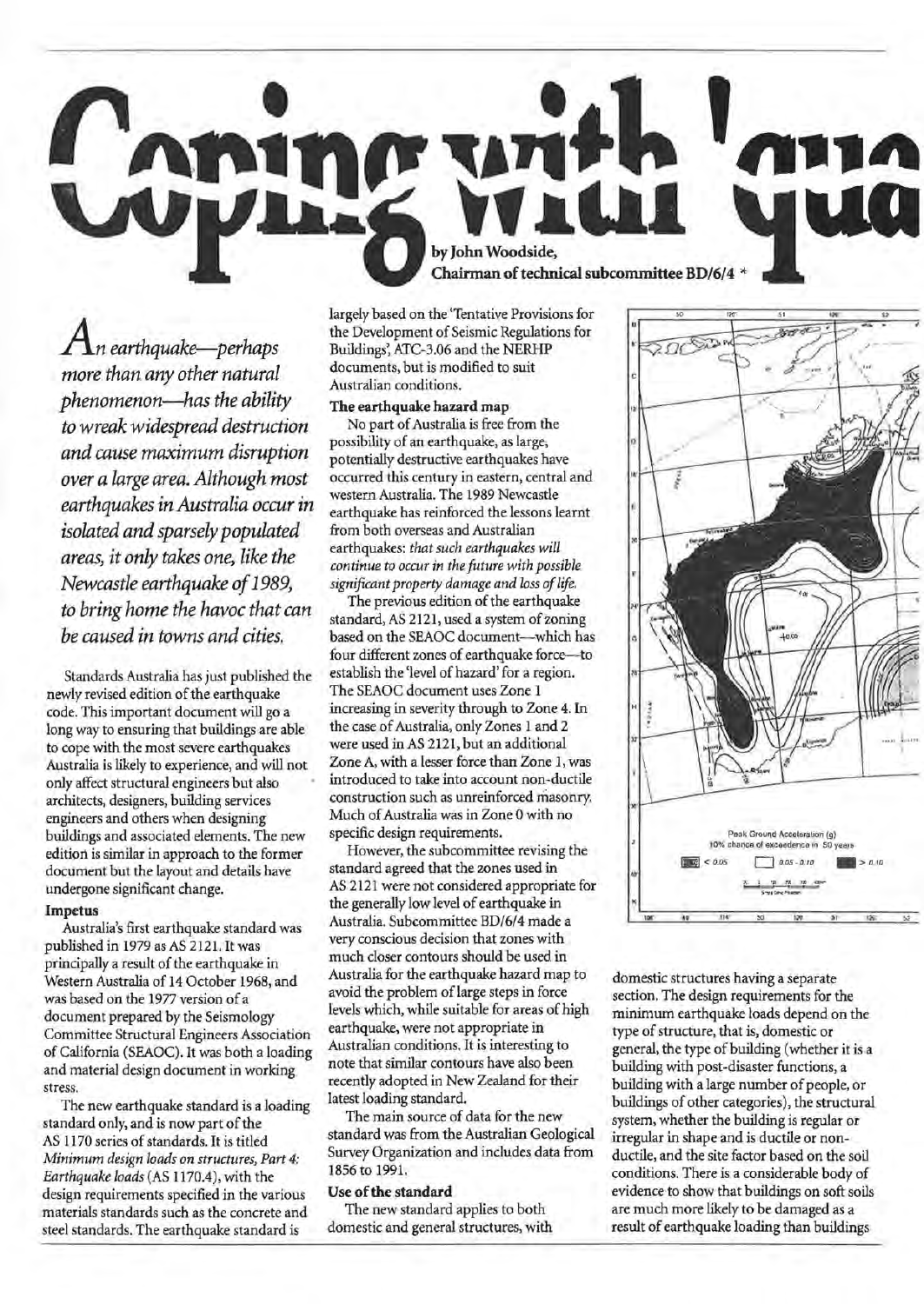# Coping with 'qua

by John Woodside,
**Chairman of technical subcommittee BD/6/4 ***

*An earthquake—perhaps more than any other natural phenomenon—has the ability to wreak widespread destruction and cause maximum disruption over a large area. Although most earthquakes in Australia occur in isolated and sparsely populated areas, it only takes one, like the Newcastle earthquake of 1989, to bring home the havoc that can be caused in towns and cities.*

Standards Australia has just published the newly revised edition of the earthquake code. This important document will go a long way to ensuring that buildings are able to cope with the most severe earthquakes Australia is likely to experience, and will not only affect structural engineers but also architects, designers, building services engineers and others when designing buildings and associated elements. The new edition is similar in approach to the former document but the layout and details have undergone significant change.

### Impetus

Australia's first earthquake standard was published in 1979 as AS 2121. It was principally a result of the earthquake in Western Australia of 14 October 1968, and was based on the 1977 version of a document prepared by the Seismology Committee Structural Engineers Association of California (SEAOC). It was both a loading and material design document in working stress.

The new earthquake standard is a loading standard only, and is now part of the AS 1170 series of standards. It is titled *Minimum design loads on structures, Part 4: Earthquake loads* (AS 1170.4), with the design requirements specified in the various materials standards such as the concrete and steel standards. The earthquake standard is largely based on the 'Tentative Provisions for the Development of Seismic Regulations for Buildings', ATC-3.06 and the NERHP documents, but is modified to suit Australian conditions.

### The earthquake hazard map

No part of Australia is free from the possibility of an earthquake, as large, potentially destructive earthquakes have occurred this century in eastern, central and western Australia. The 1989 Newcastle earthquake has reinforced the lessons learnt from both overseas and Australian earthquakes: *that such earthquakes will continue to occur in the future with possible significant property damage and loss of life.*

The previous edition of the earthquake standard, AS 2121, used a system of zoning based on the SEAOC document—which has four different zones of earthquake force—to establish the 'level of hazard' for a region. The SEAOC document uses Zone 1 increasing in severity through to Zone 4. In the case of Australia, only Zones 1 and 2 were used in AS 2121, but an additional Zone A, with a lesser force than Zone 1, was introduced to take into account non-ductile construction such as unreinforced masonry. Much of Australia was in Zone 0 with no specific design requirements.

However, the subcommittee revising the standard agreed that the zones used in AS 2121 were not considered appropriate for the generally low level of earthquake in Australia. Subcommittee BD/6/4 made a very conscious decision that zones with much closer contours should be used in Australia for the earthquake hazard map to avoid the problem of large steps in force levels which, while suitable for areas of high earthquake, were not appropriate in Australian conditions. It is interesting to note that similar contours have also been recently adopted in New Zealand for their latest loading standard.

The main source of data for the new standard was from the Australian Geological Survey Organization and includes data from 1856 to 1991.

Peak Ground Acceleration (g)
10% chance of exceedence in 50 years
< 0.05 | 0.05 - 0.10 | > 0.10

### Use of the standard

The new standard applies to both domestic and general structures, with domestic structures having a separate section. The design requirements for the minimum earthquake loads depend on the type of structure, that is, domestic or general, the type of building (whether it is a building with post-disaster functions, a building with a large number of people, or buildings of other categories), the structural system, whether the building is regular or irregular in shape and is ductile or non-ductile, and the site factor based on the soil conditions. There is a considerable body of evidence to show that buildings on soft soils are much more likely to be damaged as a result of earthquake loading than buildings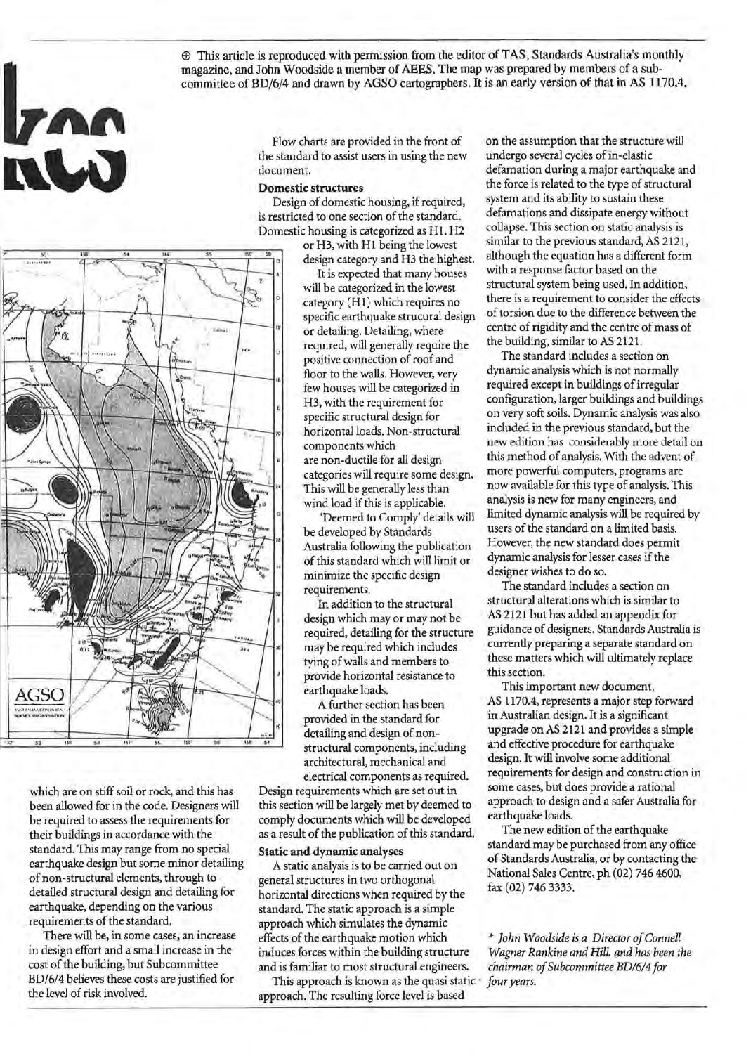⊕ This article is reproduced with permission from the editor of TAS, Standards Australia's monthly magazine, and John Woodside a member of AEES. The map was prepared by members of a sub-committee of BD/6/4 and drawn by AGSO cartographers. It is an early version of that in AS 1170.4.

which are on stiff soil or rock, and this has been allowed for in the code. Designers will be required to assess the requirements for their buildings in accordance with the standard. This may range from no special earthquake design but some minor detailing of non-structural elements, through to detailed structural design and detailing for earthquake, depending on the various requirements of the standard.

There will be, in some cases, an increase in design effort and a small increase in the cost of the building, but Subcommittee BD/6/4 believes these costs are justified for the level of risk involved.

Flow charts are provided in the front of the standard to assist users in using the new document.

### Domestic structures

Design of domestic housing, if required, is restricted to one section of the standard. Domestic housing is categorized as H1, H2 or H3, with H1 being the lowest design category and H3 the highest.

It is expected that many houses will be categorized in the lowest category (H1) which requires no specific earthquake strucural design or detailing. Detailing, where required, will generally require the positive connection of roof and floor to the walls. However, very few houses will be categorized in H3, with the requirement for specific structural design for horizontal loads. Non-structural components which are non-ductile for all design categories will require some design. This will be generally less than wind load if this is applicable.

'Deemed to Comply' details will be developed by Standards Australia following the publication of this standard which will limit or minimize the specific design requirements.

In addition to the structural design which may or may not be required, detailing for the structure may be required which includes tying of walls and members to provide horizontal resistance to earthquake loads.

A further section has been provided in the standard for detailing and design of non-structural components, including architectural, mechanical and electrical components as required. Design requirements which are set out in this section will be largely met by deemed to comply documents which will be developed as a result of the publication of this standard.

### Static and dynamic analyses

A static analysis is to be carried out on general structures in two orthogonal horizontal directions when required by the standard. The static approach is a simple approach which simulates the dynamic effects of the earthquake motion which induces forces within the building structure and is familiar to most structural engineers.

This approach is known as the quasi static approach. The resulting force level is based on the assumption that the structure will undergo several cycles of in-elastic defamation during a major earthquake and the force is related to the type of structural system and its ability to sustain these defamations and dissipate energy without collapse. This section on static analysis is similar to the previous standard, AS 2121, although the equation has a different form with a response factor based on the structural system being used. In addition, there is a requirement to consider the effects of torsion due to the difference between the centre of rigidity and the centre of mass of the building, similar to AS 2121.

The standard includes a section on dynamic analysis which is not normally required except in buildings of irregular configuration, larger buildings and buildings on very soft soils. Dynamic analysis was also included in the previous standard, but the new edition has considerably more detail on this method of analysis. With the advent of more powerful computers, programs are now available for this type of analysis. This analysis is new for many engineers, and limited dynamic analysis will be required by users of the standard on a limited basis. However, the new standard does permit dynamic analysis for lesser cases if the designer wishes to do so.

The standard includes a section on structural alterations which is similar to AS 2121 but has added an appendix for guidance of designers. Standards Australia is currently preparing a separate standard on these matters which will ultimately replace this section.

This important new document, AS 1170.4, represents a major step forward in Australian design. It is a significant upgrade on AS 2121 and provides a simple and effective procedure for earthquake design. It will involve some additional requirements for design and construction in some cases, but does provide a rational approach to design and a safer Australia for earthquake loads.

The new edition of the earthquake standard may be purchased from any office of Standards Australia, or by contacting the National Sales Centre, ph (02) 746 4600, fax (02) 746 3333.

\* *John Woodside is a Director of Connell Wagner Rankine and Hill, and has been the chairman of Subcommittee BD/6/4 for four years.*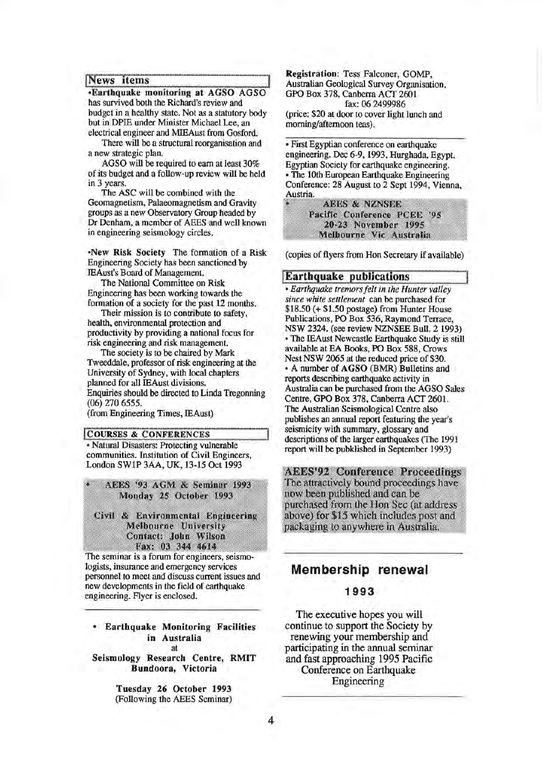## News items

**•Earthquake monitoring at AGSO** AGSO has survived both the Richard's review and budget in a healthy state. Not as a statutory body but in DPIE under Minister Michael Lee, an electrical engineer and MIEAust from Gosford.

There will be a structural reorganisation and a new strategic plan.

AGSO will be required to earn at least 30% of its budget and a follow-up review will be held in 3 years.

The ASC will be combined with the Geomagnetism, Palaeomagnetism and Gravity groups as a new Observatory Group headed by Dr Denham, a member of AEES and well known in engineering seismology circles.

**•New Risk Society** The formation of a Risk Engineering Society has been sanctioned by IEAust's Board of Management.

The National Committee on Risk Engineering has been working towards the formation of a society for the past 12 months.

Their mission is to contribute to safety, health, environmental protection and productivity by providing a national focus for risk engineering and risk management.

The society is to be chaired by Mark Tweeddale, professor of risk engineering at the University of Sydney, with local chapters planned for all IEAust divisions.

Enquiries should be directed to Linda Tregonning (06) 270 6555.

(from Engineering Times, IEAust)

## COURSES & CONFERENCES

• Natural Disasters: Protecting vulnerable communities. Institution of Civil Engineers, London SW1P 3AA, UK, 13-15 Oct 1993

• **AEES '93 AGM & Seminar 1993**
**Monday 25 October 1993**

**Civil & Environmental Engineering**
**Melbourne University**
**Contact: John Wilson**
**Fax: 03 344 4614**

The seminar is a forum for engineers, seismologists, insurance and emergency services personnel to meet and discuss current issues and new developments in the field of earthquake engineering. Flyer is enclosed.

---

• **Earthquake Monitoring Facilities in Australia**
at
**Seismology Research Centre, RMIT Bundoora, Victoria**

**Tuesday 26 October 1993**
(Following the AEES Seminar)

**Registration**: Tess Falconer, GOMP, Australian Geological Survey Organisation, GPO Box 378, Canberra ACT 2601
fax: 06 2499986
(price: $20 at door to cover light lunch and morning/afternoon teas).

---

• First Egyptian conference on earthquake engineering. Dec 6-9, 1993, Hurghada, Egypt. Egyptian Society for earthquake engineering.

• The 10th European Earthquake Engineering Conference: 28 August to 2 Sept 1994, Vienna, Austria.

• **AEES & NZNSEE**
**Pacific Conference PCEE '95**
**20-23 November 1995**
**Melbourne Vic Australia**

(copies of flyers from Hon Secretary if available)

## Earthquake publications

• *Earthquake tremors felt in the Hunter valley since white settlement* can be purchased for $18.50 (+ $1.50 postage) from Hunter House Publications, PO Box 536, Raymond Terrace, NSW 2324. (see review NZNSEE Bull. 2 1993)

• The IEAust Newcastle Earthquake Study is still available at EA Books, PO Box 588, Crows Nest NSW 2065 at the reduced price of $30.

• A number of AGSO (BMR) Bulletins and reports describing earthquake activity in Australia can be purchased from the AGSO Sales Centre, GPO Box 378, Canberra ACT 2601. The Australian Seismological Centre also publishes an annual report featuring the year's seismicity with summary, glossary and descriptions of the larger earthquakes (The 1991 report will be pubklished in September 1993)

**AEES'92 Conference Proceedings**
The attractively bound proceedings have now been published and can be purchased from the Hon Sec (at address above) for $15 which includes post and packaging to anywhere in Australia.

---

## Membership renewal

### 1993

The executive hopes you will continue to support the Society by renewing your membership and participating in the annual seminar and fast approaching 1995 Pacific Conference on Earthquake Engineering